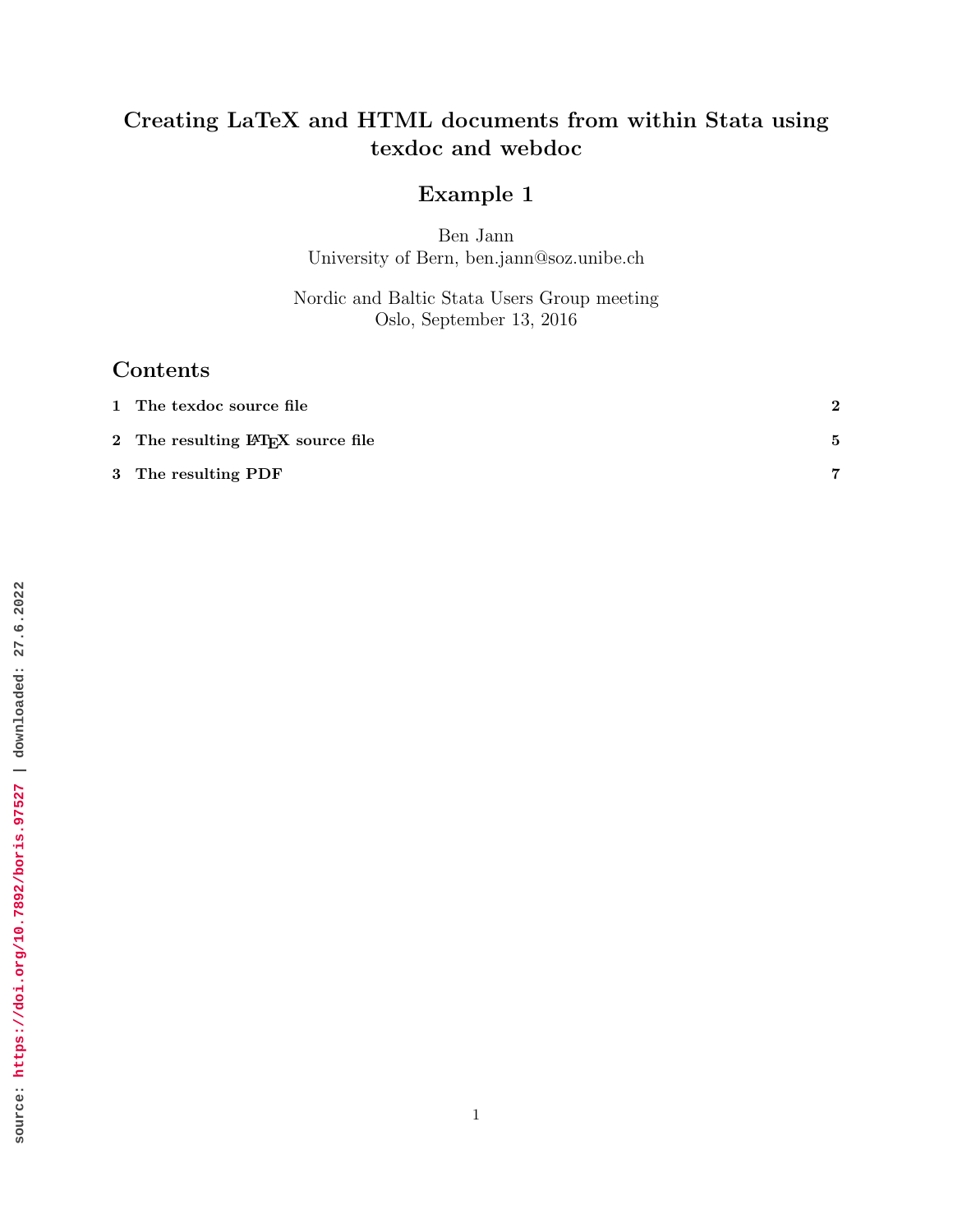# Creating LaTeX and HTML documents from within Stata using texdoc and webdoc

## Example 1

Ben Jann
University of Bern, ben.jann@soz.unibe.ch

Nordic and Baltic Stata Users Group meeting
Oslo, September 13, 2016

## Contents

| | | |
|---|---|---|
| 1 | The texdoc source file | 2 |
| 2 | The resulting LaTeX source file | 5 |
| 3 | The resulting PDF | 7 |

source: https://doi.org/10.7892/boris.97527 | downloaded: 27.6.2022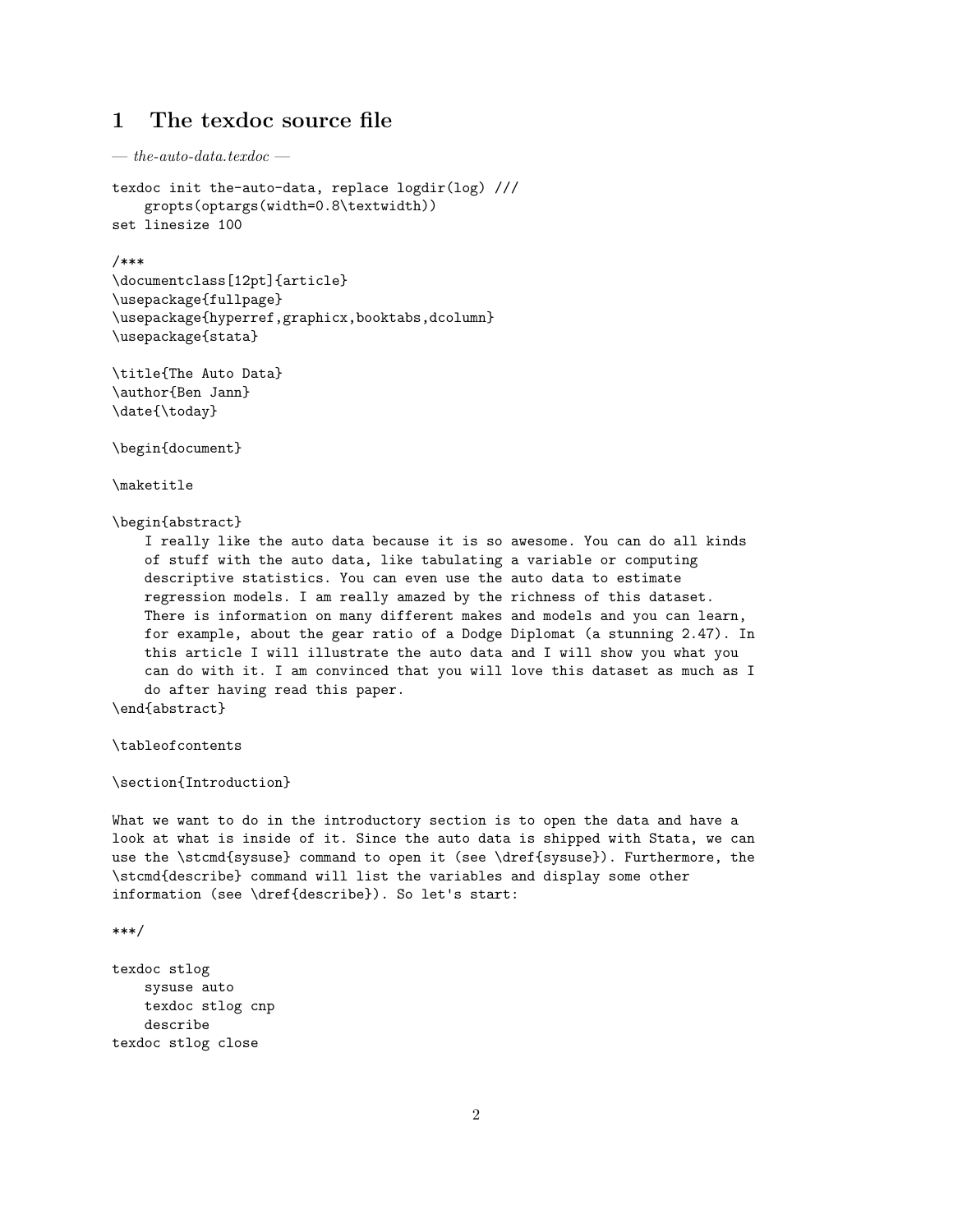# 1 The texdoc source file

*— the-auto-data.texdoc —*

```
texdoc init the-auto-data, replace logdir(log) ///
    gropts(optargs(width=0.8\textwidth))
set linesize 100

/***
\documentclass[12pt]{article}
\usepackage{fullpage}
\usepackage{hyperref,graphicx,booktabs,dcolumn}
\usepackage{stata}

\title{The Auto Data}
\author{Ben Jann}
\date{\today}

\begin{document}

\maketitle

\begin{abstract}
    I really like the auto data because it is so awesome. You can do all kinds
    of stuff with the auto data, like tabulating a variable or computing
    descriptive statistics. You can even use the auto data to estimate
    regression models. I am really amazed by the richness of this dataset.
    There is information on many different makes and models and you can learn,
    for example, about the gear ratio of a Dodge Diplomat (a stunning 2.47). In
    this article I will illustrate the auto data and I will show you what you
    can do with it. I am convinced that you will love this dataset as much as I
    do after having read this paper.
\end{abstract}

\tableofcontents

\section{Introduction}

What we want to do in the introductory section is to open the data and have a
look at what is inside of it. Since the auto data is shipped with Stata, we can
use the \stcmd{sysuse} command to open it (see \dref{sysuse}). Furthermore, the
\stcmd{describe} command will list the variables and display some other
information (see \dref{describe}). So let's start:

***/

texdoc stlog
    sysuse auto
    texdoc stlog cnp
    describe
texdoc stlog close
```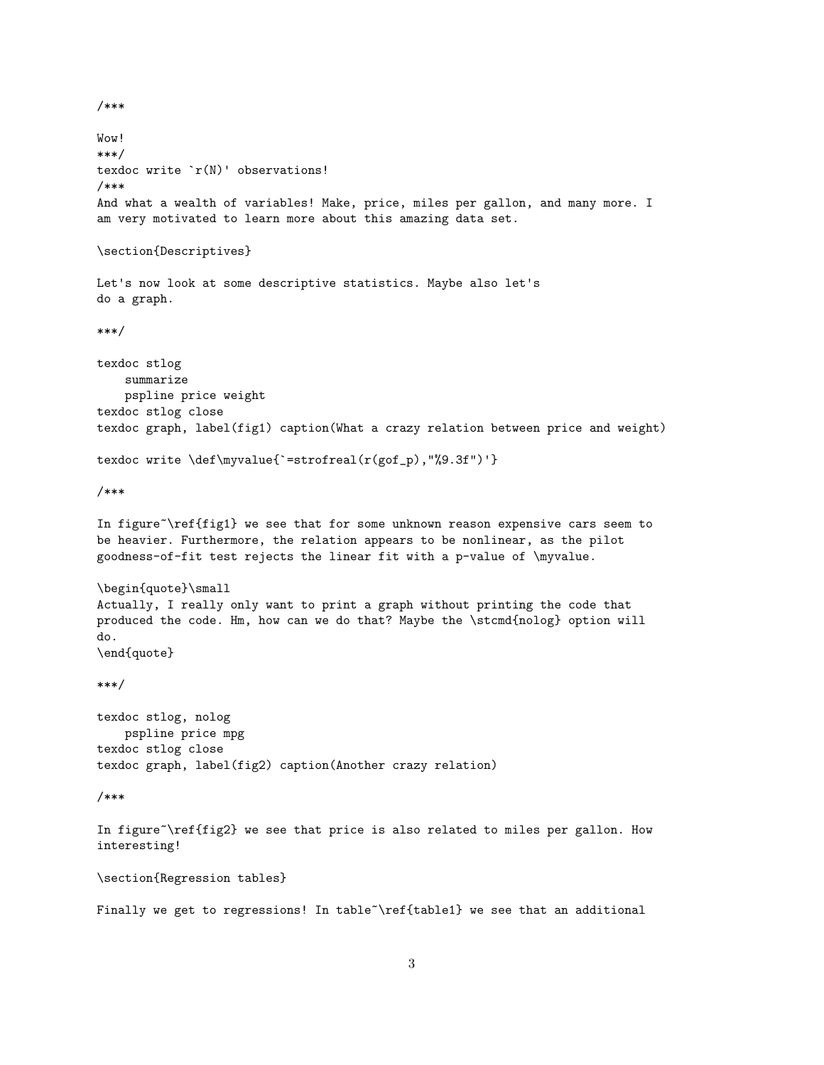```
/***

Wow!
***/
texdoc write `r(N)' observations!
/***
And what a wealth of variables! Make, price, miles per gallon, and many more. I
am very motivated to learn more about this amazing data set.

\section{Descriptives}

Let's now look at some descriptive statistics. Maybe also let's
do a graph.

***/

texdoc stlog
    summarize
    pspline price weight
texdoc stlog close
texdoc graph, label(fig1) caption(What a crazy relation between price and weight)

texdoc write \def\myvalue{`=strofreal(r(gof_p),"%9.3f")'}

/***

In figure~\ref{fig1} we see that for some unknown reason expensive cars seem to
be heavier. Furthermore, the relation appears to be nonlinear, as the pilot
goodness-of-fit test rejects the linear fit with a p-value of \myvalue.

\begin{quote}\small
Actually, I really only want to print a graph without printing the code that
produced the code. Hm, how can we do that? Maybe the \stcmd{nolog} option will
do.
\end{quote}

***/

texdoc stlog, nolog
    pspline price mpg
texdoc stlog close
texdoc graph, label(fig2) caption(Another crazy relation)

/***

In figure~\ref{fig2} we see that price is also related to miles per gallon. How
interesting!

\section{Regression tables}

Finally we get to regressions! In table~\ref{table1} we see that an additional
```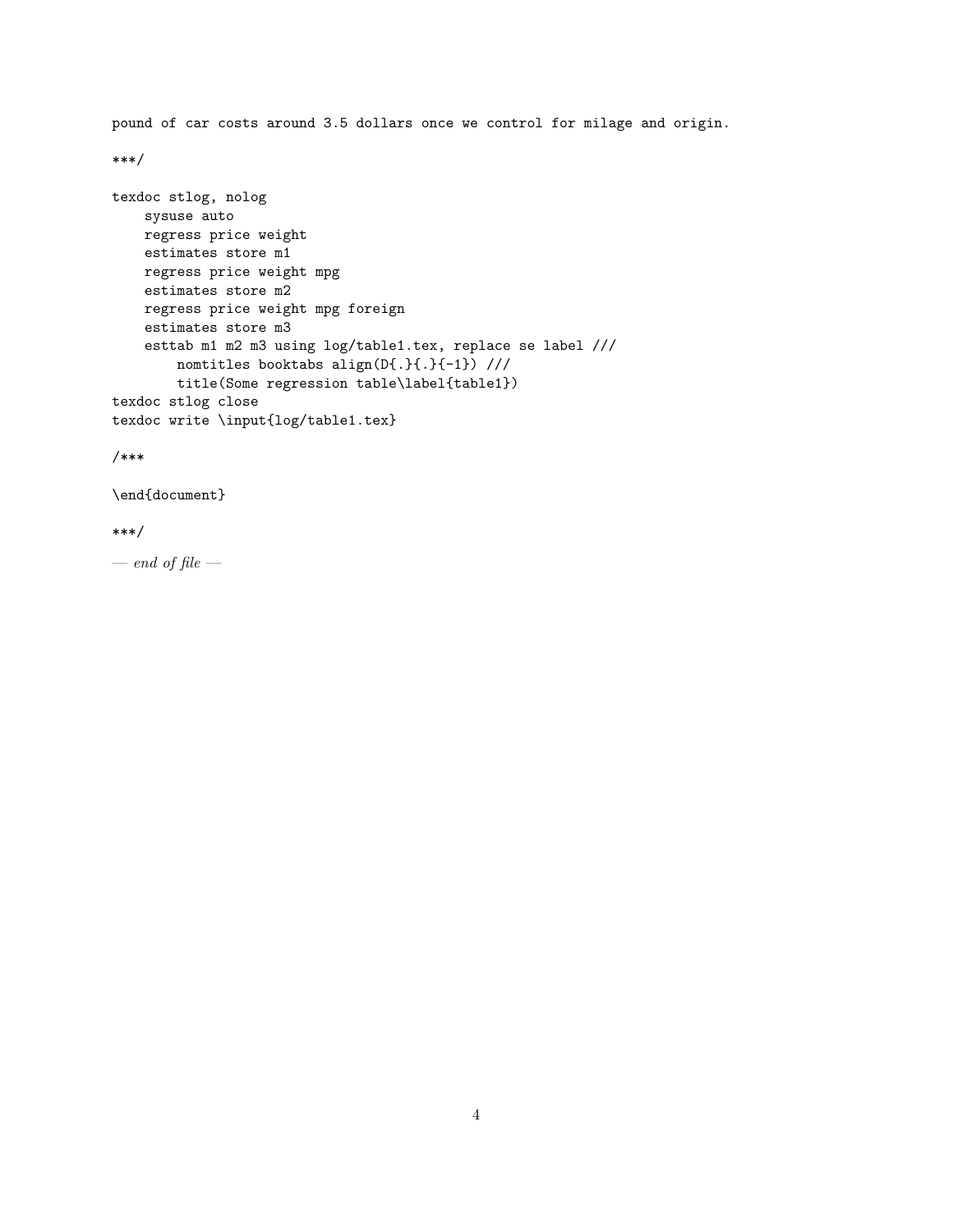```
pound of car costs around 3.5 dollars once we control for milage and origin.

***/

texdoc stlog, nolog
    sysuse auto
    regress price weight
    estimates store m1
    regress price weight mpg
    estimates store m2
    regress price weight mpg foreign
    estimates store m3
    esttab m1 m2 m3 using log/table1.tex, replace se label ///
        nomtitles booktabs align(D{.}{.}{-1}) ///
        title(Some regression table\label{table1})
texdoc stlog close
texdoc write \input{log/table1.tex}

/***

\end{document}

***/
```

— *end of file* —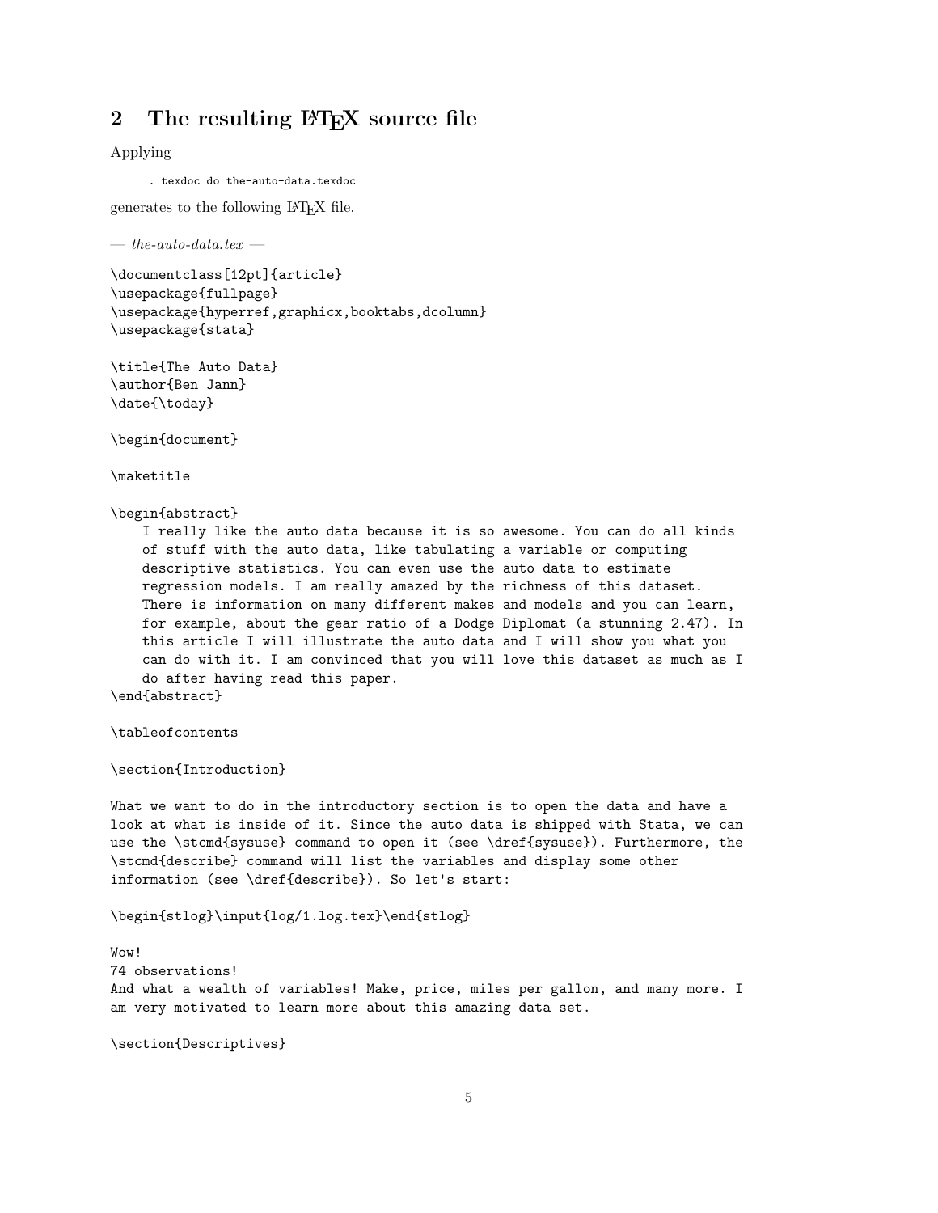## 2 The resulting LaTeX source file

Applying

```
. texdoc do the-auto-data.texdoc
```

generates to the following LaTeX file.

— *the-auto-data.tex* —

```
\documentclass[12pt]{article}
\usepackage{fullpage}
\usepackage{hyperref,graphicx,booktabs,dcolumn}
\usepackage{stata}

\title{The Auto Data}
\author{Ben Jann}
\date{\today}

\begin{document}

\maketitle

\begin{abstract}
    I really like the auto data because it is so awesome. You can do all kinds
    of stuff with the auto data, like tabulating a variable or computing
    descriptive statistics. You can even use the auto data to estimate
    regression models. I am really amazed by the richness of this dataset.
    There is information on many different makes and models and you can learn,
    for example, about the gear ratio of a Dodge Diplomat (a stunning 2.47). In
    this article I will illustrate the auto data and I will show you what you
    can do with it. I am convinced that you will love this dataset as much as I
    do after having read this paper.
\end{abstract}

\tableofcontents

\section{Introduction}

What we want to do in the introductory section is to open the data and have a
look at what is inside of it. Since the auto data is shipped with Stata, we can
use the \stcmd{sysuse} command to open it (see \dref{sysuse}). Furthermore, the
\stcmd{describe} command will list the variables and display some other
information (see \dref{describe}). So let's start:

\begin{stlog}\input{log/1.log.tex}\end{stlog}

Wow!
74 observations!
And what a wealth of variables! Make, price, miles per gallon, and many more. I
am very motivated to learn more about this amazing data set.

\section{Descriptives}
```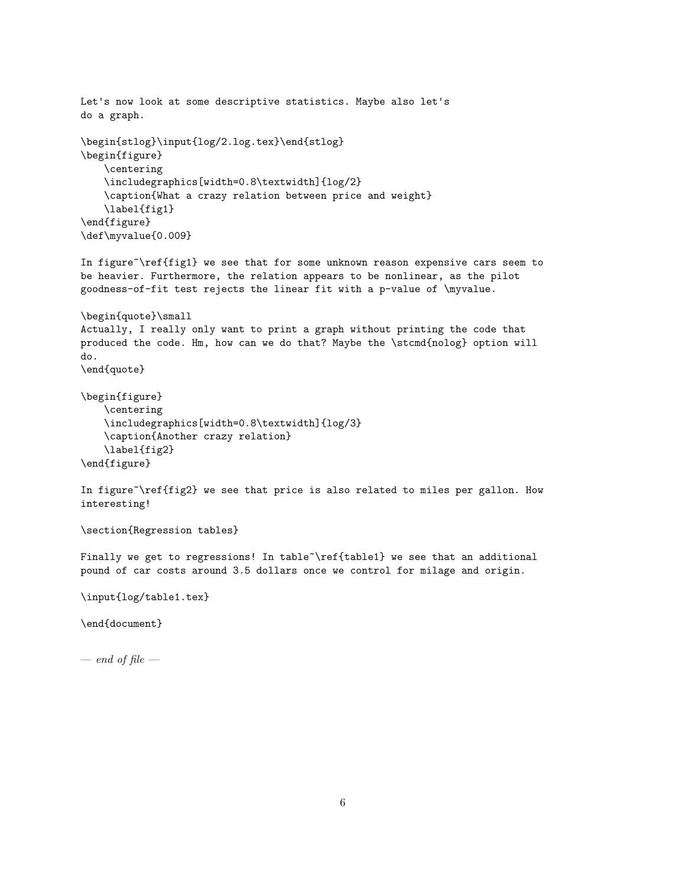```
Let's now look at some descriptive statistics. Maybe also let's
do a graph.

\begin{stlog}\input{log/2.log.tex}\end{stlog}
\begin{figure}
    \centering
    \includegraphics[width=0.8\textwidth]{log/2}
    \caption{What a crazy relation between price and weight}
    \label{fig1}
\end{figure}
\def\myvalue{0.009}

In figure~\ref{fig1} we see that for some unknown reason expensive cars seem to
be heavier. Furthermore, the relation appears to be nonlinear, as the pilot
goodness-of-fit test rejects the linear fit with a p-value of \myvalue.

\begin{quote}\small
Actually, I really only want to print a graph without printing the code that
produced the code. Hm, how can we do that? Maybe the \stcmd{nolog} option will
do.
\end{quote}

\begin{figure}
    \centering
    \includegraphics[width=0.8\textwidth]{log/3}
    \caption{Another crazy relation}
    \label{fig2}
\end{figure}

In figure~\ref{fig2} we see that price is also related to miles per gallon. How
interesting!

\section{Regression tables}

Finally we get to regressions! In table~\ref{table1} we see that an additional
pound of car costs around 3.5 dollars once we control for milage and origin.

\input{log/table1.tex}

\end{document}
```

*— end of file —*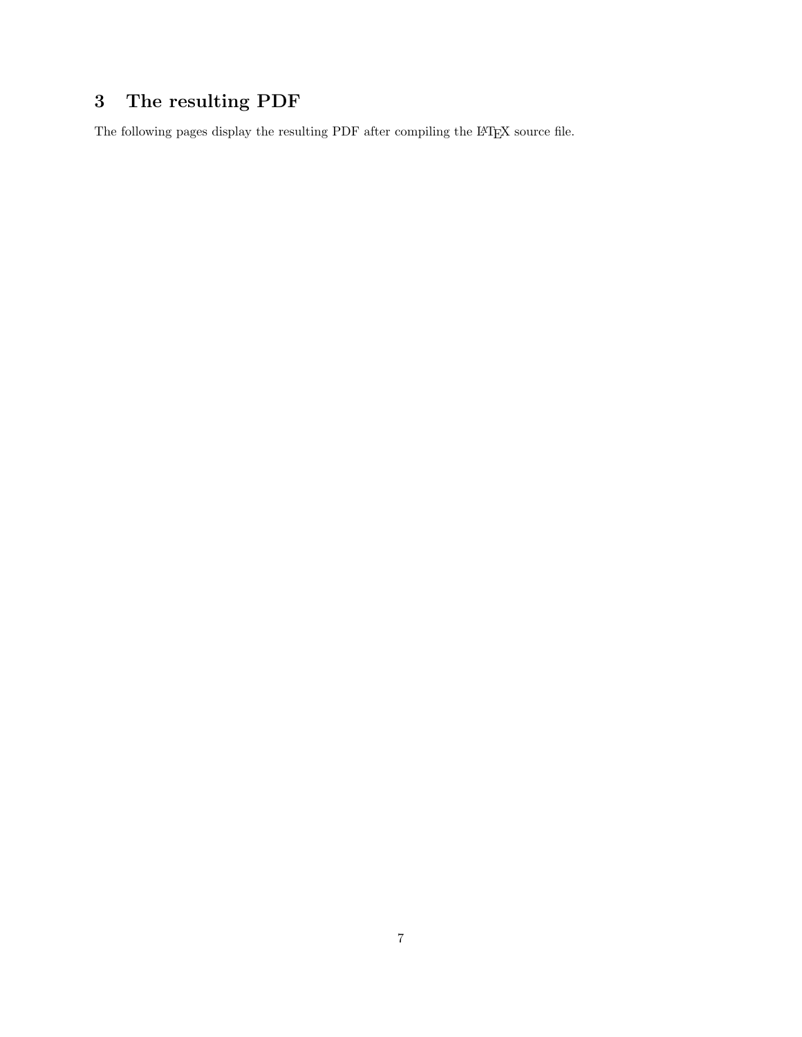## 3 The resulting PDF

The following pages display the resulting PDF after compiling the LaTeX source file.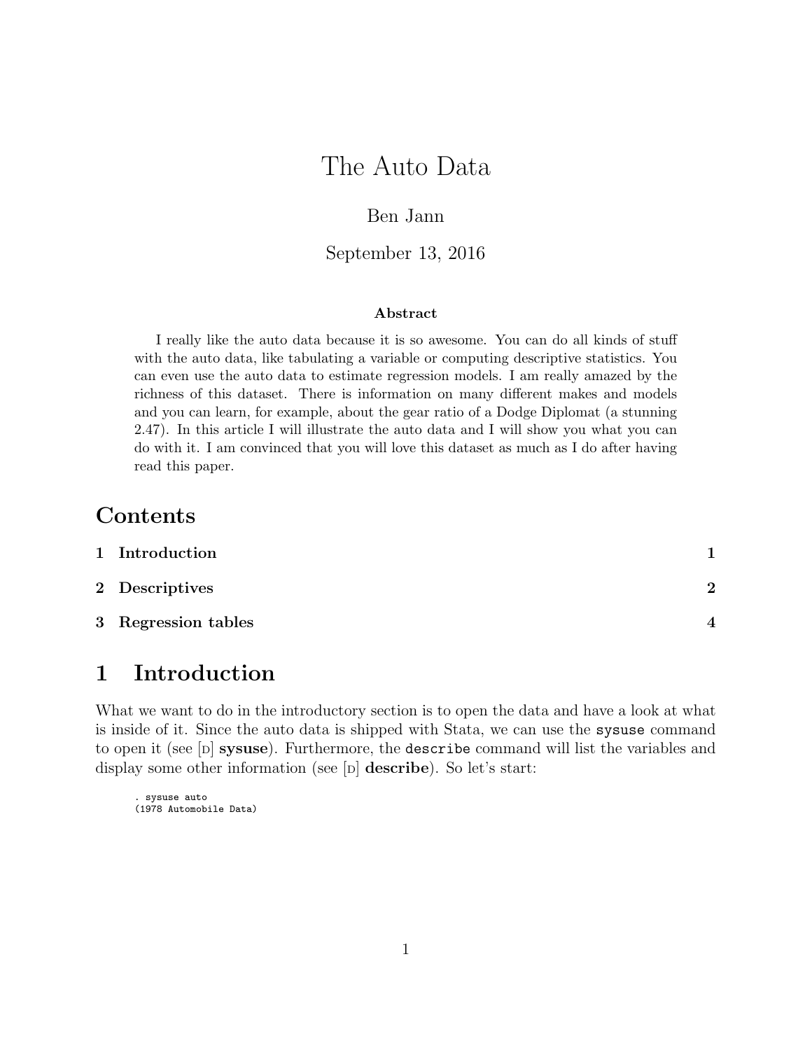# The Auto Data

Ben Jann

September 13, 2016

**Abstract**

I really like the auto data because it is so awesome. You can do all kinds of stuff with the auto data, like tabulating a variable or computing descriptive statistics. You can even use the auto data to estimate regression models. I am really amazed by the richness of this dataset. There is information on many different makes and models and you can learn, for example, about the gear ratio of a Dodge Diplomat (a stunning 2.47). In this article I will illustrate the auto data and I will show you what you can do with it. I am convinced that you will love this dataset as much as I do after having read this paper.

## Contents

| | | |
|---|---|---|
| 1 | Introduction | 1 |
| 2 | Descriptives | 2 |
| 3 | Regression tables | 4 |

## 1 Introduction

What we want to do in the introductory section is to open the data and have a look at what is inside of it. Since the auto data is shipped with Stata, we can use the `sysuse` command to open it (see [D] **sysuse**). Furthermore, the `describe` command will list the variables and display some other information (see [D] **describe**). So let's start:

```
. sysuse auto
(1978 Automobile Data)
```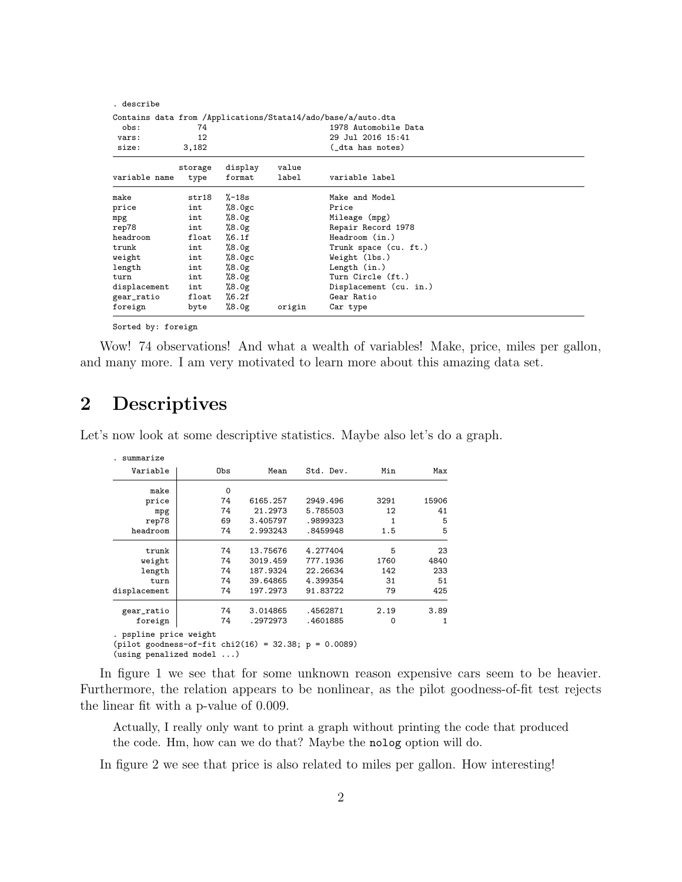```
. describe

Contains data from /Applications/Stata14/ado/base/a/auto.dta
  obs:            74                          1978 Automobile Data
 vars:            12                          29 Jul 2016 15:41
 size:         3,182                          (_dta has notes)

              storage   display    value
variable name   type    format     label      variable label

make            str18   %-18s                 Make and Model
price           int     %8.0gc                Price
mpg             int     %8.0g                 Mileage (mpg)
rep78           int     %8.0g                 Repair Record 1978
headroom        float   %6.1f                 Headroom (in.)
trunk           int     %8.0g                 Trunk space (cu. ft.)
weight          int     %8.0gc                Weight (lbs.)
length          int     %8.0g                 Length (in.)
turn            int     %8.0g                 Turn Circle (ft.)
displacement    int     %8.0g                 Displacement (cu. in.)
gear_ratio      float   %6.2f                 Gear Ratio
foreign         byte    %8.0g      origin     Car type

Sorted by: foreign
```

Wow! 74 observations! And what a wealth of variables! Make, price, miles per gallon, and many more. I am very motivated to learn more about this amazing data set.

## 2 Descriptives

Let's now look at some descriptive statistics. Maybe also let's do a graph.

```
. summarize

    Variable |        Obs        Mean    Std. Dev.       Min        Max
-------------+---------------------------------------------------------
        make |          0
       price |         74    6165.257    2949.496       3291      15906
         mpg |         74     21.2973    5.785503         12         41
       rep78 |         69    3.405797    .9899323          1          5
    headroom |         74    2.993243    .8459948        1.5          5
-------------+---------------------------------------------------------
       trunk |         74    13.75676    4.277404          5         23
      weight |         74    3019.459    777.1936       1760       4840
      length |         74    187.9324    22.26634        142        233
        turn |         74    39.64865    4.399354         31         51
displacement |         74    197.2973    91.83722         79        425
-------------+---------------------------------------------------------
  gear_ratio |         74    3.014865    .4562871       2.19       3.89
     foreign |         74    .2972973    .4601885          0          1
. pspline price weight
(pilot goodness-of-fit chi2(16) = 32.38; p = 0.0089)
(using penalized model ...)
```

In figure 1 we see that for some unknown reason expensive cars seem to be heavier. Furthermore, the relation appears to be nonlinear, as the pilot goodness-of-fit test rejects the linear fit with a p-value of 0.009.

> Actually, I really only want to print a graph without printing the code that produced the code. Hm, how can we do that? Maybe the `nolog` option will do.

In figure 2 we see that price is also related to miles per gallon. How interesting!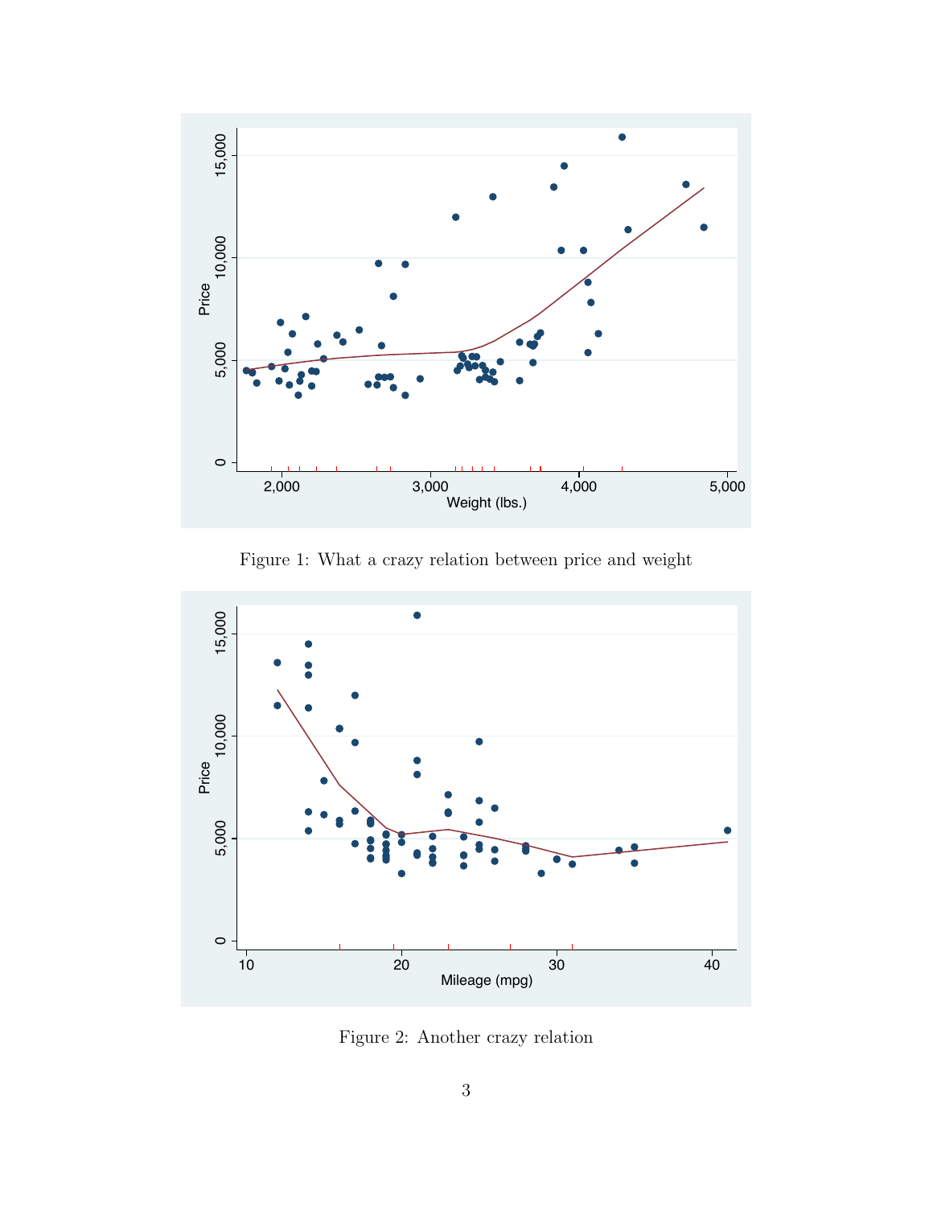Figure 1: What a crazy relation between price and weight

Figure 2: Another crazy relation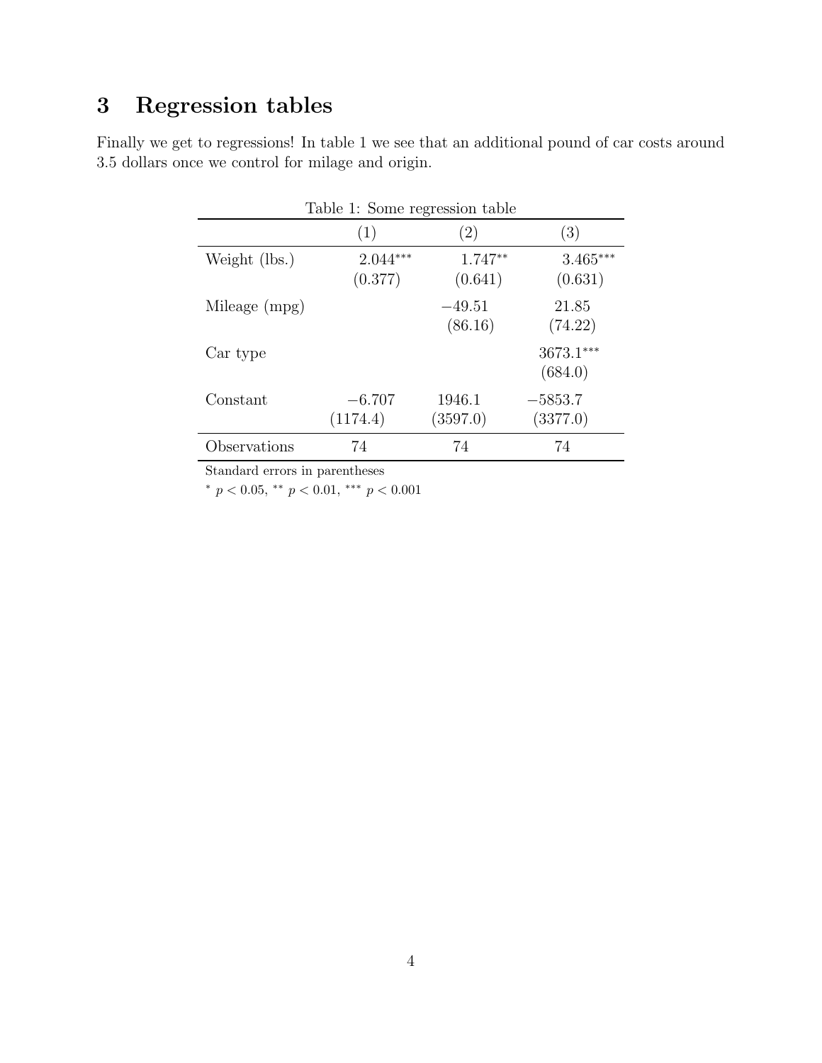## 3 Regression tables

Finally we get to regressions! In table 1 we see that an additional pound of car costs around 3.5 dollars once we control for milage and origin.

Table 1: Some regression table

| | (1) | (2) | (3) |
|---|---|---|---|
| Weight (lbs.) | $2.044^{***}$ | $1.747^{**}$ | $3.465^{***}$ |
| | (0.377) | (0.641) | (0.631) |
| Mileage (mpg) | | $-49.51$ | 21.85 |
| | | (86.16) | (74.22) |
| Car type | | | $3673.1^{***}$ |
| | | | (684.0) |
| Constant | $-6.707$ | 1946.1 | $-5853.7$ |
| | (1174.4) | (3597.0) | (3377.0) |
| Observations | 74 | 74 | 74 |

Standard errors in parentheses

$^{*}$ $p < 0.05$, $^{**}$ $p < 0.01$, $^{***}$ $p < 0.001$